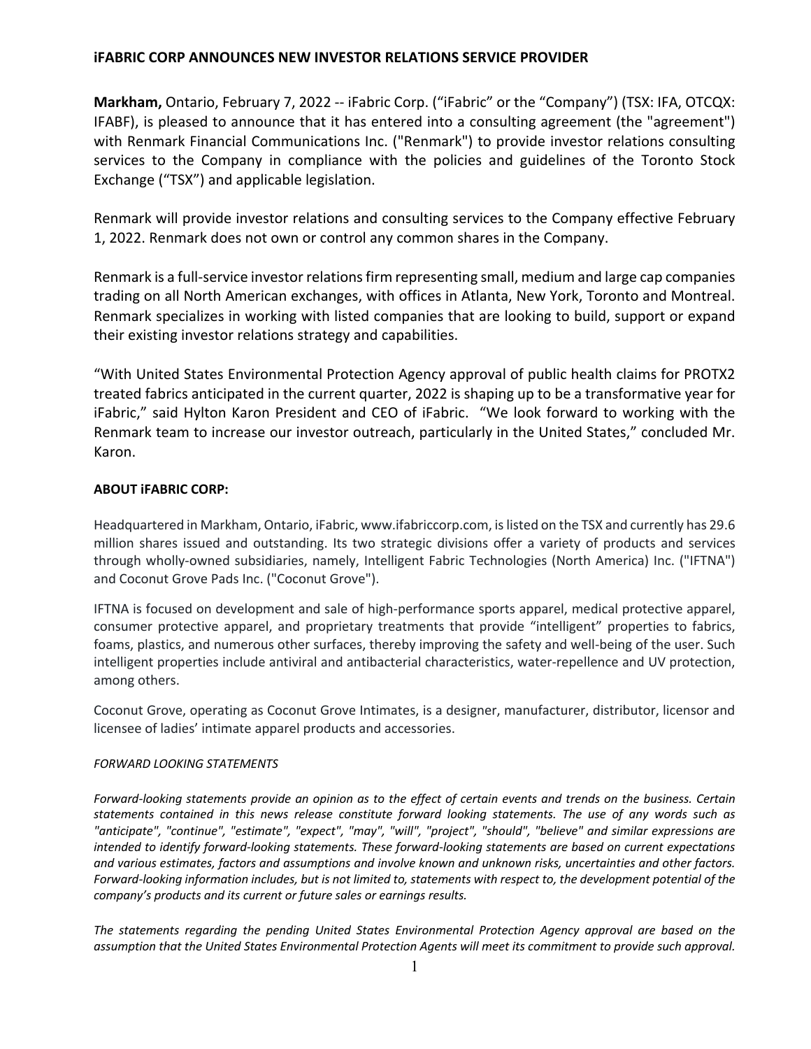**iFABRIC CORP ANNOUNCES NEW INVESTOR RELATIONS SERVICE PROVIDER**

**Markham,** Ontario, February 7, 2022 -- iFabric Corp. ("iFabric" or the "Company") (TSX: IFA, OTCQX: IFABF), is pleased to announce that it has entered into a consulting agreement (the "agreement") with Renmark Financial Communications Inc. ("Renmark") to provide investor relations consulting services to the Company in compliance with the policies and guidelines of the Toronto Stock Exchange ("TSX") and applicable legislation.

Renmark will provide investor relations and consulting services to the Company effective February 1, 2022. Renmark does not own or control any common shares in the Company.

Renmark is a full-service investor relations firm representing small, medium and large cap companies trading on all North American exchanges, with offices in Atlanta, New York, Toronto and Montreal. Renmark specializes in working with listed companies that are looking to build, support or expand their existing investor relations strategy and capabilities.

"With United States Environmental Protection Agency approval of public health claims for PROTX2 treated fabrics anticipated in the current quarter, 2022 is shaping up to be a transformative year for iFabric," said Hylton Karon President and CEO of iFabric. "We look forward to working with the Renmark team to increase our investor outreach, particularly in the United States," concluded Mr. Karon.

**ABOUT iFABRIC CORP:**

Headquartered in Markham, Ontario, iFabric, www.ifabriccorp.com, is listed on the TSX and currently has 29.6 million shares issued and outstanding. Its two strategic divisions offer a variety of products and services through wholly-owned subsidiaries, namely, Intelligent Fabric Technologies (North America) Inc. ("IFTNA") and Coconut Grove Pads Inc. ("Coconut Grove").

IFTNA is focused on development and sale of high-performance sports apparel, medical protective apparel, consumer protective apparel, and proprietary treatments that provide "intelligent" properties to fabrics, foams, plastics, and numerous other surfaces, thereby improving the safety and well-being of the user. Such intelligent properties include antiviral and antibacterial characteristics, water-repellence and UV protection, among others.

Coconut Grove, operating as Coconut Grove Intimates, is a designer, manufacturer, distributor, licensor and licensee of ladies' intimate apparel products and accessories.

*FORWARD LOOKING STATEMENTS*

*Forward-looking statements provide an opinion as to the effect of certain events and trends on the business. Certain statements contained in this news release constitute forward looking statements. The use of any words such as "anticipate", "continue", "estimate", "expect", "may", "will", "project", "should", "believe" and similar expressions are intended to identify forward-looking statements. These forward-looking statements are based on current expectations and various estimates, factors and assumptions and involve known and unknown risks, uncertainties and other factors. Forward-looking information includes, but is not limited to, statements with respect to, the development potential of the company's products and its current or future sales or earnings results.*

*The statements regarding the pending United States Environmental Protection Agency approval are based on the assumption that the United States Environmental Protection Agents will meet its commitment to provide such approval.*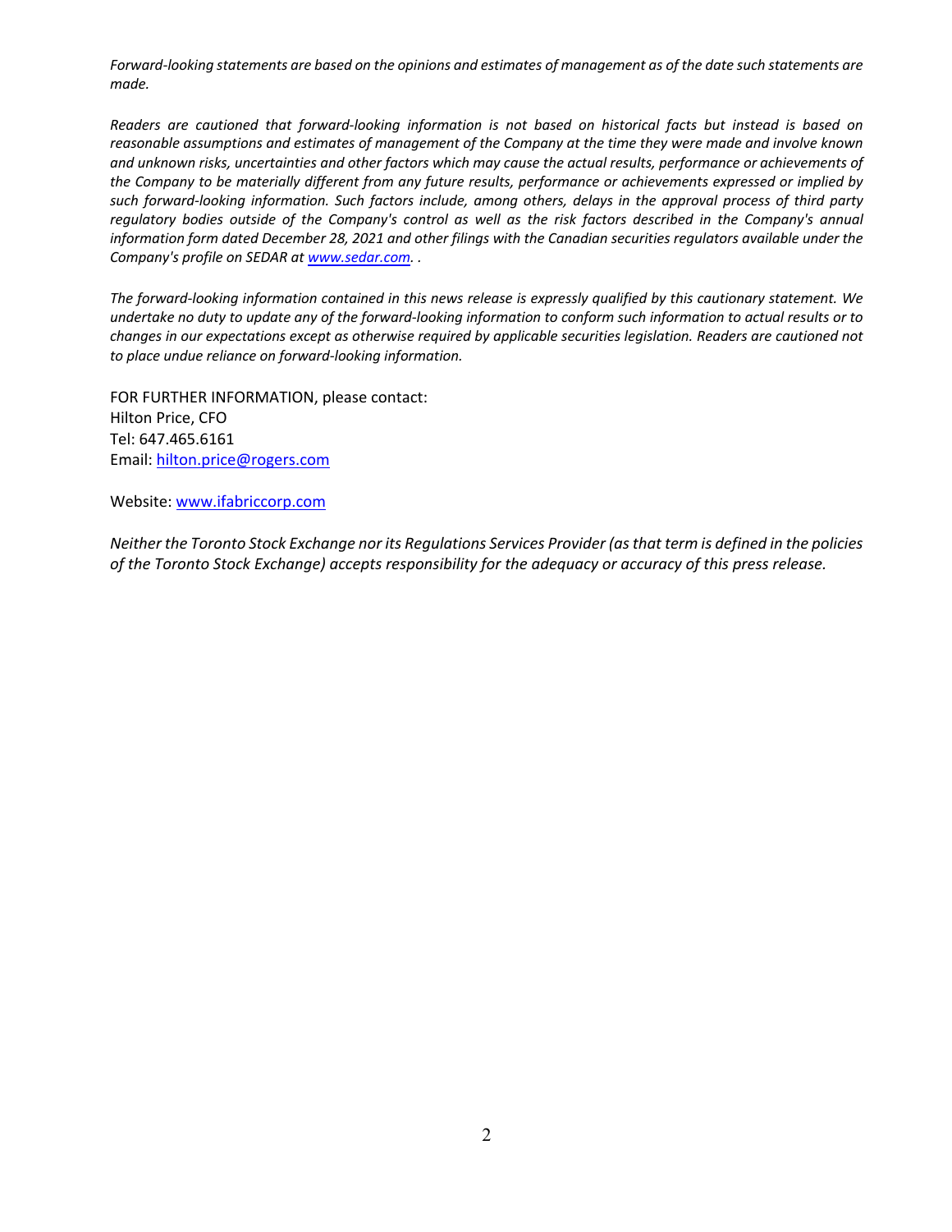*Forward-looking statements are based on the opinions and estimates of management as of the date such statements are made.*

*Readers are cautioned that forward-looking information is not based on historical facts but instead is based on reasonable assumptions and estimates of management of the Company at the time they were made and involve known and unknown risks, uncertainties and other factors which may cause the actual results, performance or achievements of the Company to be materially different from any future results, performance or achievements expressed or implied by such forward-looking information. Such factors include, among others, delays in the approval process of third party regulatory bodies outside of the Company's control as well as the risk factors described in the Company's annual information form dated December 28, 2021 and other filings with the Canadian securities regulators available under the Company's profile on SEDAR at [www.sedar.com](http://www.sedar.com). .*

*The forward-looking information contained in this news release is expressly qualified by this cautionary statement. We undertake no duty to update any of the forward-looking information to conform such information to actual results or to changes in our expectations except as otherwise required by applicable securities legislation. Readers are cautioned not to place undue reliance on forward-looking information.*

FOR FURTHER INFORMATION, please contact:
Hilton Price, CFO
Tel: 647.465.6161
Email: [hilton.price@rogers.com](mailto:hilton.price@rogers.com)

Website: [www.ifabriccorp.com](http://www.ifabriccorp.com)

*Neither the Toronto Stock Exchange nor its Regulations Services Provider (as that term is defined in the policies of the Toronto Stock Exchange) accepts responsibility for the adequacy or accuracy of this press release.*